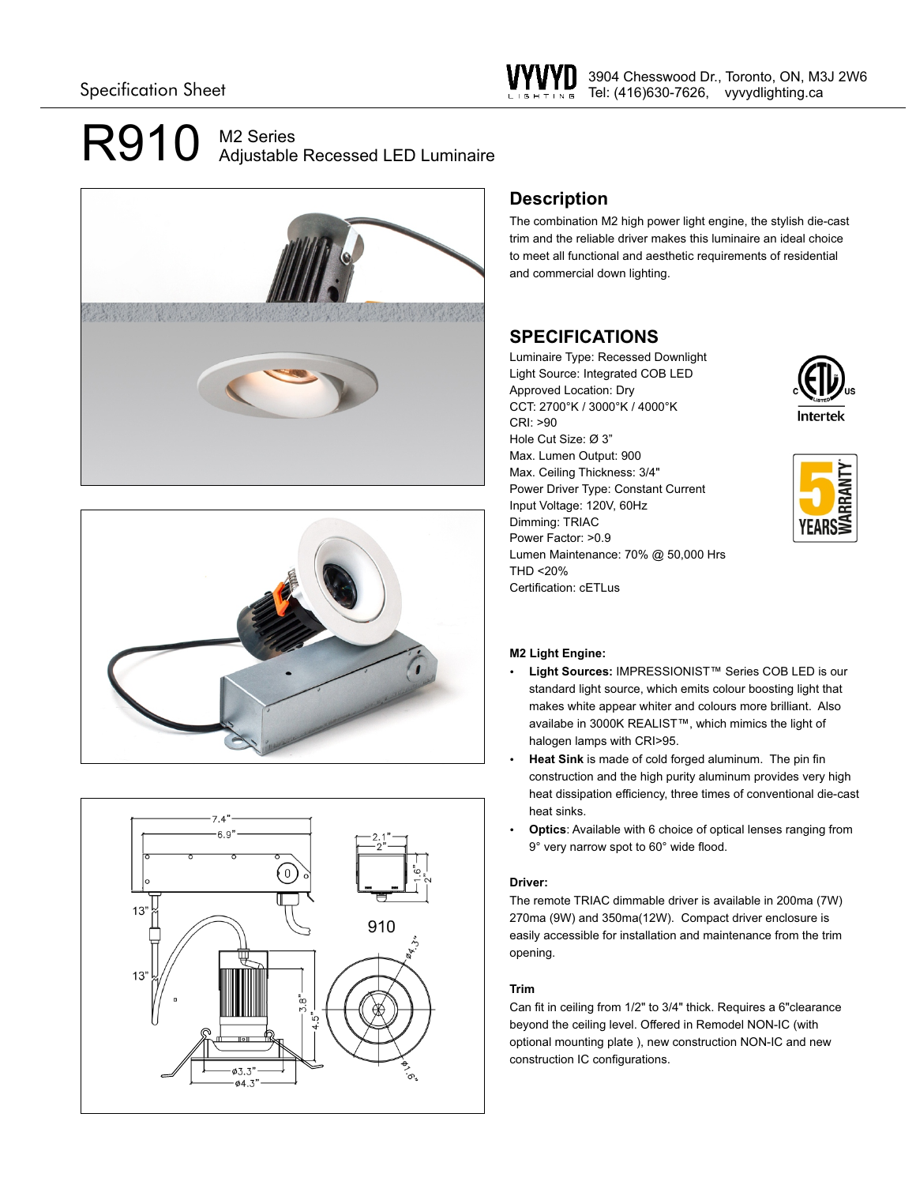Specification Sheet

VYVYD LIGHTING 3904 Chesswood Dr., Toronto, ON, M3J 2W6
Tel: (416)630-7626, vyvydlighting.ca

# R910 M2 Series Adjustable Recessed LED Luminaire

## Description

The combination M2 high power light engine, the stylish die-cast trim and the reliable driver makes this luminaire an ideal choice to meet all functional and aesthetic requirements of residential and commercial down lighting.

## SPECIFICATIONS

Luminaire Type: Recessed Downlight
Light Source: Integrated COB LED
Approved Location: Dry
CCT: 2700°K / 3000°K / 4000°K
CRI: >90
Hole Cut Size: Ø 3”
Max. Lumen Output: 900
Max. Ceiling Thickness: 3/4"
Power Driver Type: Constant Current
Input Voltage: 120V, 60Hz
Dimming: TRIAC
Power Factor: >0.9
Lumen Maintenance: 70% @ 50,000 Hrs
THD <20%
Certification: cETLus

Intertek

5 YEARS WARRANTY

**M2 Light Engine:**

- **Light Sources:** IMPRESSIONIST™ Series COB LED is our standard light source, which emits colour boosting light that makes white appear whiter and colours more brilliant. Also availabe in 3000K REALIST™, which mimics the light of halogen lamps with CRI>95.
- **Heat Sink** is made of cold forged aluminum. The pin fin construction and the high purity aluminum provides very high heat dissipation efficiency, three times of conventional die-cast heat sinks.
- **Optics**: Available with 6 choice of optical lenses ranging from 9° very narrow spot to 60° wide flood.

**Driver:**

The remote TRIAC dimmable driver is available in 200ma (7W) 270ma (9W) and 350ma(12W). Compact driver enclosure is easily accessible for installation and maintenance from the trim opening.

**Trim**

Can fit in ceiling from 1/2" to 3/4" thick. Requires a 6"clearance beyond the ceiling level. Offered in Remodel NON-IC (with optional mounting plate ), new construction NON-IC and new construction IC configurations.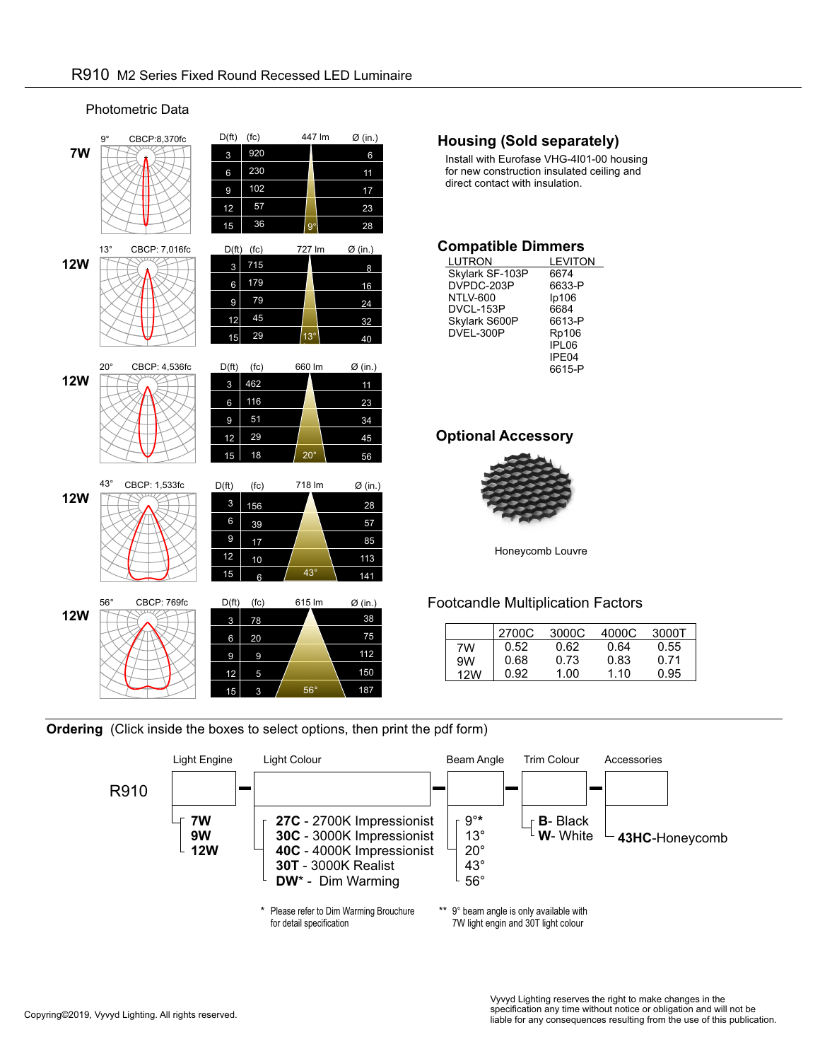R910 M2 Series Fixed Round Recessed LED Luminaire

## Photometric Data

**7W**

9° CBCP:8,370fc

| D(ft) | (fc) | 447 lm | Ø (in.) |
|---|---|---|---|
| 3 | 920 | | 6 |
| 6 | 230 | | 11 |
| 9 | 102 | | 17 |
| 12 | 57 | | 23 |
| 15 | 36 | 9° | 28 |

**12W**

13° CBCP: 7,016fc

| D(ft) | (fc) | 727 lm | Ø (in.) |
|---|---|---|---|
| 3 | 715 | | 8 |
| 6 | 179 | | 16 |
| 9 | 79 | | 24 |
| 12 | 45 | | 32 |
| 15 | 29 | 13° | 40 |

**12W**

20° CBCP: 4,536fc

| D(ft) | (fc) | 660 lm | Ø (in.) |
|---|---|---|---|
| 3 | 462 | | 11 |
| 6 | 116 | | 23 |
| 9 | 51 | | 34 |
| 12 | 29 | | 45 |
| 15 | 18 | 20° | 56 |

**12W**

43° CBCP: 1,533fc

| D(ft) | (fc) | 718 lm | Ø (in.) |
|---|---|---|---|
| 3 | 156 | | 28 |
| 6 | 39 | | 57 |
| 9 | 17 | | 85 |
| 12 | 10 | | 113 |
| 15 | 6 | 43° | 141 |

**12W**

56° CBCP: 769fc

| D(ft) | (fc) | 615 lm | Ø (in.) |
|---|---|---|---|
| 3 | 78 | | 38 |
| 6 | 20 | | 75 |
| 9 | 9 | | 112 |
| 12 | 5 | | 150 |
| 15 | 3 | 56° | 187 |

## Housing (Sold separately)

Install with Eurofase VHG-4I01-00 housing for new construction insulated ceiling and direct contact with insulation.

## Compatible Dimmers

| LUTRON | LEVITON |
|---|---|
| Skylark SF-103P | 6674 |
| DVPDC-203P | 6633-P |
| NTLV-600 | Ip106 |
| DVCL-153P | 6684 |
| Skylark S600P | 6613-P |
| DVEL-300P | Rp106 |
| | IPL06 |
| | IPE04 |
| | 6615-P |

## Optional Accessory

Honeycomb Louvre

## Footcandle Multiplication Factors

| | 2700C | 3000C | 4000C | 3000T |
|---|---|---|---|---|
| 7W | 0.52 | 0.62 | 0.64 | 0.55 |
| 9W | 0.68 | 0.73 | 0.83 | 0.71 |
| 12W | 0.92 | 1.00 | 1.10 | 0.95 |

## Ordering (Click inside the boxes to select options, then print the pdf form)

R910 – Light Engine – Light Colour – Beam Angle – Trim Colour – Accessories

**Light Engine**
- **7W**
- **9W**
- **12W**

**Light Colour**
- **27C** - 2700K Impressionist
- **30C** - 3000K Impressionist
- **40C** - 4000K Impressionist
- **30T** - 3000K Realist
- **DW*** - Dim Warming

**Beam Angle**
- 9°*
- 13°
- 20°
- 43°
- 56°

**Trim Colour**
- **B**- Black
- **W**- White

**Accessories**
- **43HC**-Honeycomb

\* Please refer to Dim Warming Brouchure for detail specification

** 9° beam angle is only available with 7W light engin and 30T light colour

Copyring©2019, Vyvyd Lighting. All rights reserved.

Vyvyd Lighting reserves the right to make changes in the specification any time without notice or obligation and will not be liable for any consequences resulting from the use of this publication.